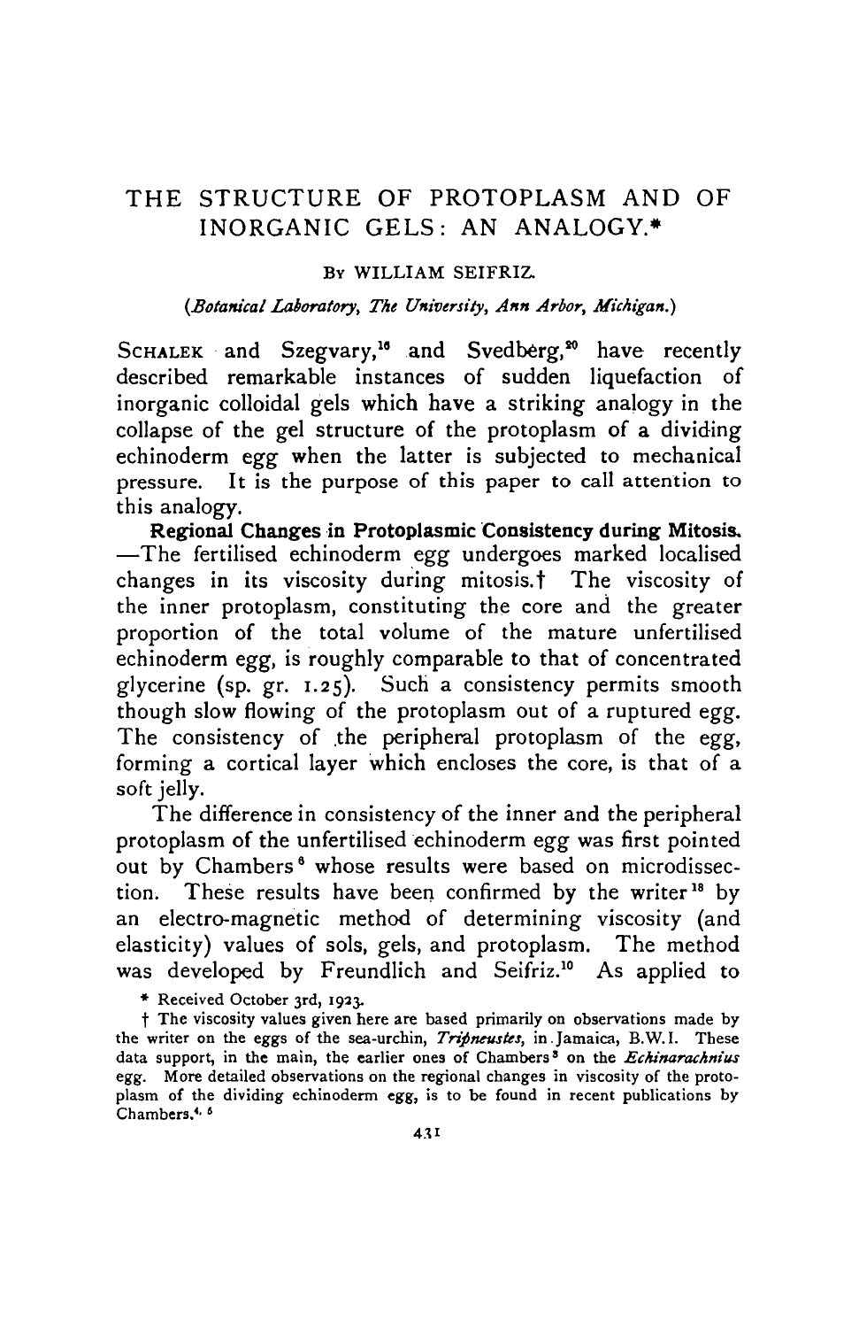# THE STRUCTURE OF PROTOPLASM AND OF INORGANIC GELS: AN ANALOGY.*

By WILLIAM SEIFRIZ.

*(Botanical Laboratory, The University, Ann Arbor, Michigan.)*

SCHALEK and Szegvary,[16] and Svedberg,[20] have recently described remarkable instances of sudden liquefaction of inorganic colloidal gels which have a striking analogy in the collapse of the gel structure of the protoplasm of a dividing echinoderm egg when the latter is subjected to mechanical pressure. It is the purpose of this paper to call attention to this analogy.

**Regional Changes in Protoplasmic Consistency during Mitosis.** —The fertilised echinoderm egg undergoes marked localised changes in its viscosity during mitosis.† The viscosity of the inner protoplasm, constituting the core and the greater proportion of the total volume of the mature unfertilised echinoderm egg, is roughly comparable to that of concentrated glycerine (sp. gr. 1.25). Such a consistency permits smooth though slow flowing of the protoplasm out of a ruptured egg. The consistency of the peripheral protoplasm of the egg, forming a cortical layer which encloses the core, is that of a soft jelly.

The difference in consistency of the inner and the peripheral protoplasm of the unfertilised echinoderm egg was first pointed out by Chambers[6] whose results were based on microdissection. These results have been confirmed by the writer[18] by an electro-magnetic method of determining viscosity (and elasticity) values of sols, gels, and protoplasm. The method was developed by Freundlich and Seifriz.[10] As applied to

\* Received October 3rd, 1923.

† The viscosity values given here are based primarily on observations made by the writer on the eggs of the sea-urchin, *Tripneustes*, in Jamaica, B.W.I. These data support, in the main, the earlier ones of Chambers[5] on the *Echinarachnius* egg. More detailed observations on the regional changes in viscosity of the protoplasm of the dividing echinoderm egg, is to be found in recent publications by Chambers.[4, 6]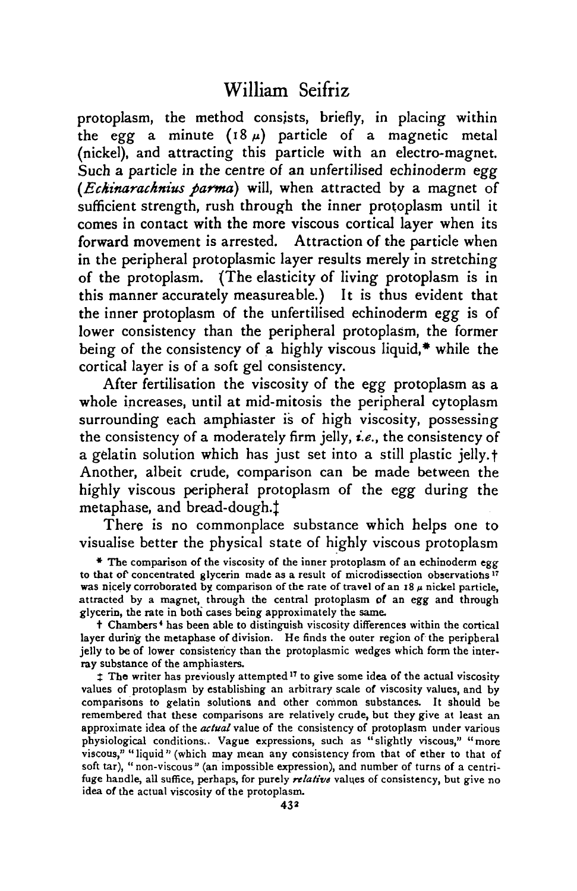protoplasm, the method consists, briefly, in placing within the egg a minute ($18\ \mu$) particle of a magnetic metal (nickel), and attracting this particle with an electro-magnet. Such a particle in the centre of an unfertilised echinoderm egg (*Echinarachnius parma*) will, when attracted by a magnet of sufficient strength, rush through the inner protoplasm until it comes in contact with the more viscous cortical layer when its forward movement is arrested. Attraction of the particle when in the peripheral protoplasmic layer results merely in stretching of the protoplasm. (The elasticity of living protoplasm is in this manner accurately measureable.) It is thus evident that the inner protoplasm of the unfertilised echinoderm egg is of lower consistency than the peripheral protoplasm, the former being of the consistency of a highly viscous liquid,* while the cortical layer is of a soft gel consistency.

After fertilisation the viscosity of the egg protoplasm as a whole increases, until at mid-mitosis the peripheral cytoplasm surrounding each amphiaster is of high viscosity, possessing the consistency of a moderately firm jelly, *i.e.*, the consistency of a gelatin solution which has just set into a still plastic jelly.† Another, albeit crude, comparison can be made between the highly viscous peripheral protoplasm of the egg during the metaphase, and bread-dough.‡

There is no commonplace substance which helps one to visualise better the physical state of highly viscous protoplasm

\* The comparison of the viscosity of the inner protoplasm of an echinoderm egg to that of concentrated glycerin made as a result of microdissection observations[17] was nicely corroborated by comparison of the rate of travel of an $18\ \mu$ nickel particle, attracted by a magnet, through the central protoplasm of an egg and through glycerin, the rate in both cases being approximately the same.

† Chambers[4] has been able to distinguish viscosity differences within the cortical layer during the metaphase of division. He finds the outer region of the peripheral jelly to be of lower consistency than the protoplasmic wedges which form the inter-ray substance of the amphiasters.

‡ The writer has previously attempted[17] to give some idea of the actual viscosity values of protoplasm by establishing an arbitrary scale of viscosity values, and by comparisons to gelatin solutions and other common substances. It should be remembered that these comparisons are relatively crude, but they give at least an approximate idea of the *actual* value of the consistency of protoplasm under various physiological conditions. Vague expressions, such as "slightly viscous," "more viscous," "liquid" (which may mean any consistency from that of ether to that of soft tar), "non-viscous" (an impossible expression), and number of turns of a centrifuge handle, all suffice, perhaps, for purely *relative* values of consistency, but give no idea of the actual viscosity of the protoplasm.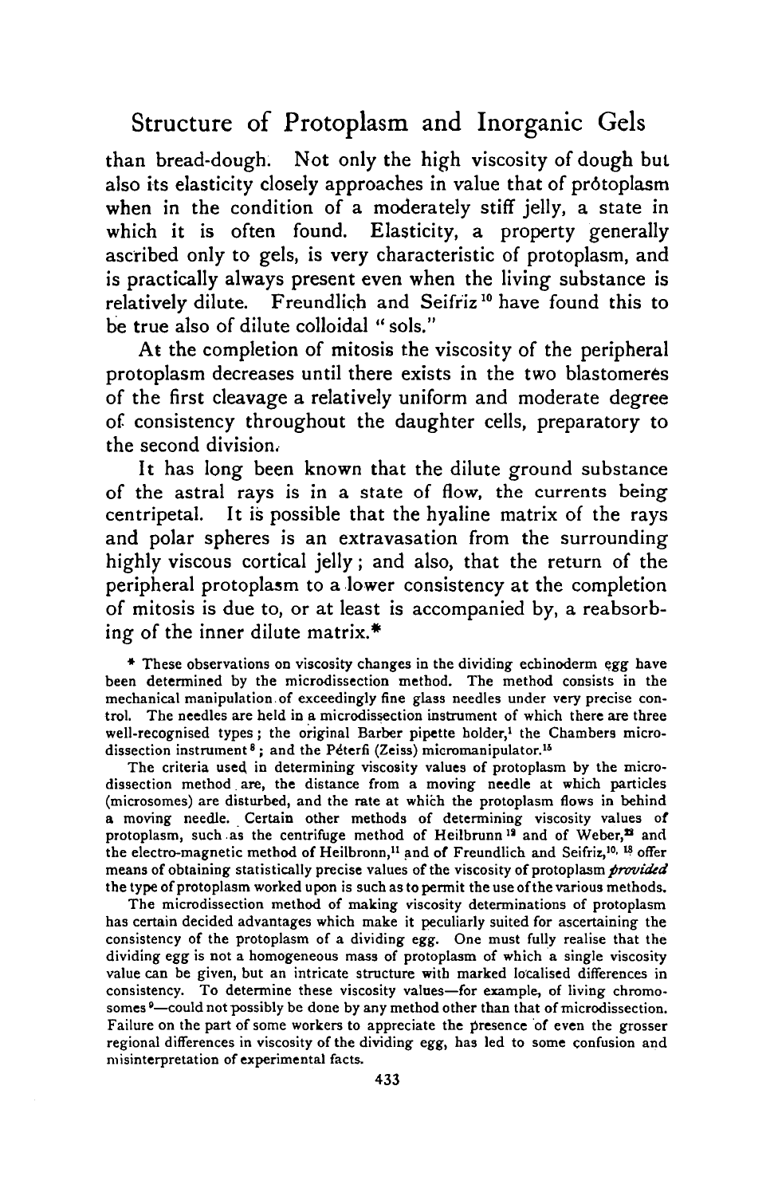than bread-dough. Not only the high viscosity of dough but also its elasticity closely approaches in value that of prótoplasm when in the condition of a moderately stiff jelly, a state in which it is often found. Elasticity, a property generally ascribed only to gels, is very characteristic of protoplasm, and is practically always present even when the living substance is relatively dilute. Freundlich and Seifriz[10] have found this to be true also of dilute colloidal "sols."

At the completion of mitosis the viscosity of the peripheral protoplasm decreases until there exists in the two blastomeres of the first cleavage a relatively uniform and moderate degree of consistency throughout the daughter cells, preparatory to the second division.

It has long been known that the dilute ground substance of the astral rays is in a state of flow, the currents being centripetal. It is possible that the hyaline matrix of the rays and polar spheres is an extravasation from the surrounding highly viscous cortical jelly; and also, that the return of the peripheral protoplasm to a lower consistency at the completion of mitosis is due to, or at least is accompanied by, a reabsorbing of the inner dilute matrix.*

* These observations on viscosity changes in the dividing echinoderm egg have been determined by the microdissection method. The method consists in the mechanical manipulation of exceedingly fine glass needles under very precise control. The needles are held in a microdissection instrument of which there are three well-recognised types; the original Barber pipette holder,[1] the Chambers microdissection instrument[8]; and the Péterfi (Zeiss) micromanipulator.[15]

The criteria used in determining viscosity values of protoplasm by the microdissection method are, the distance from a moving needle at which particles (microsomes) are disturbed, and the rate at which the protoplasm flows in behind a moving needle. Certain other methods of determining viscosity values of protoplasm, such as the centrifuge method of Heilbrunn[12] and of Weber,[23] and the electro-magnetic method of Heilbronn,[11] and of Freundlich and Seifriz,[10, 13] offer means of obtaining statistically precise values of the viscosity of protoplasm *provided* the type of protoplasm worked upon is such as to permit the use of the various methods.

The microdissection method of making viscosity determinations of protoplasm has certain decided advantages which make it peculiarly suited for ascertaining the consistency of the protoplasm of a dividing egg. One must fully realise that the dividing egg is not a homogeneous mass of protoplasm of which a single viscosity value can be given, but an intricate structure with marked localised differences in consistency. To determine these viscosity values—for example, of living chromosomes[9]—could not possibly be done by any method other than that of microdissection. Failure on the part of some workers to appreciate the presence of even the grosser regional differences in viscosity of the dividing egg, has led to some confusion and misinterpretation of experimental facts.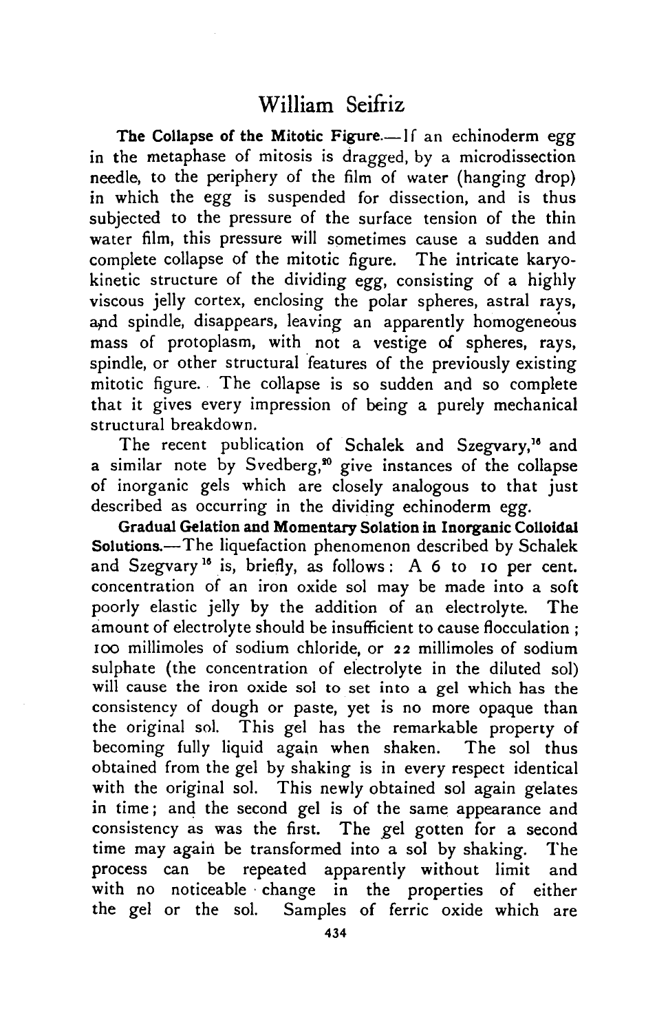**The Collapse of the Mitotic Figure.**—If an echinoderm egg in the metaphase of mitosis is dragged, by a microdissection needle, to the periphery of the film of water (hanging drop) in which the egg is suspended for dissection, and is thus subjected to the pressure of the surface tension of the thin water film, this pressure will sometimes cause a sudden and complete collapse of the mitotic figure. The intricate karyokinetic structure of the dividing egg, consisting of a highly viscous jelly cortex, enclosing the polar spheres, astral rays, and spindle, disappears, leaving an apparently homogeneous mass of protoplasm, with not a vestige of spheres, rays, spindle, or other structural features of the previously existing mitotic figure. The collapse is so sudden and so complete that it gives every impression of being a purely mechanical structural breakdown.

The recent publication of Schalek and Szegvary,[16] and a similar note by Svedberg,[20] give instances of the collapse of inorganic gels which are closely analogous to that just described as occurring in the dividing echinoderm egg.

**Gradual Gelation and Momentary Solation in Inorganic Colloidal Solutions.**—The liquefaction phenomenon described by Schalek and Szegvary[16] is, briefly, as follows: A 6 to 10 per cent. concentration of an iron oxide sol may be made into a soft poorly elastic jelly by the addition of an electrolyte. The amount of electrolyte should be insufficient to cause flocculation; 100 millimoles of sodium chloride, or 22 millimoles of sodium sulphate (the concentration of electrolyte in the diluted sol) will cause the iron oxide sol to set into a gel which has the consistency of dough or paste, yet is no more opaque than the original sol. This gel has the remarkable property of becoming fully liquid again when shaken. The sol thus obtained from the gel by shaking is in every respect identical with the original sol. This newly obtained sol again gelates in time; and the second gel is of the same appearance and consistency as was the first. The gel gotten for a second time may again be transformed into a sol by shaking. The process can be repeated apparently without limit and with no noticeable change in the properties of either the gel or the sol. Samples of ferric oxide which are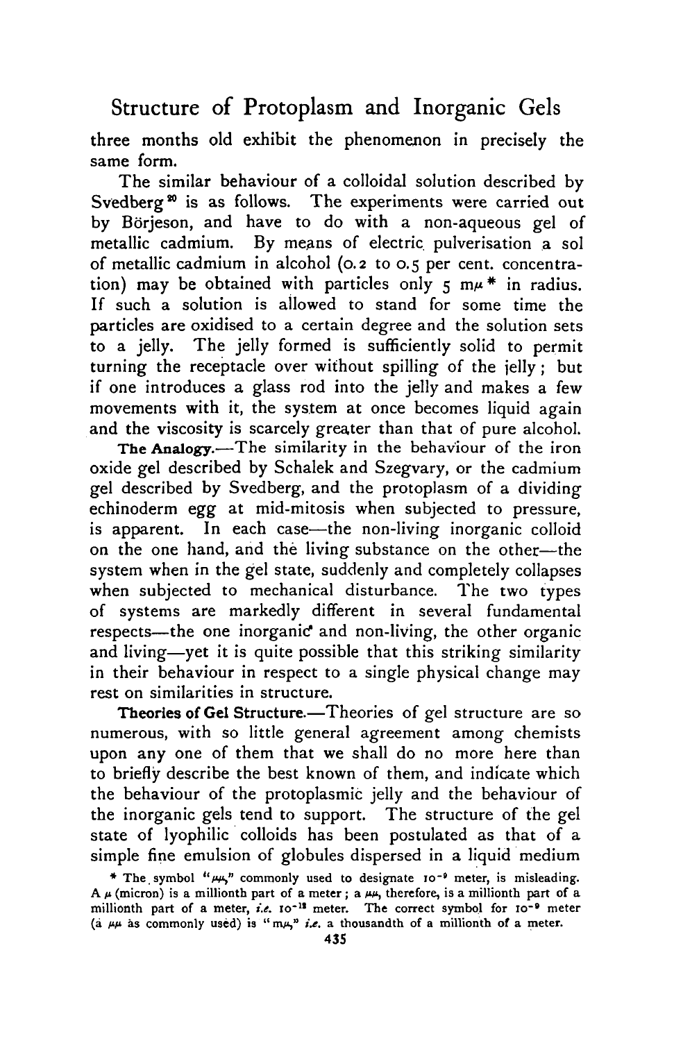three months old exhibit the phenomenon in precisely the same form.

The similar behaviour of a colloidal solution described by Svedberg[20] is as follows. The experiments were carried out by Börjeson, and have to do with a non-aqueous gel of metallic cadmium. By means of electric pulverisation a sol of metallic cadmium in alcohol (0.2 to 0.5 per cent. concentration) may be obtained with particles only 5 m$\mu$ * in radius. If such a solution is allowed to stand for some time the particles are oxidised to a certain degree and the solution sets to a jelly. The jelly formed is sufficiently solid to permit turning the receptacle over without spilling of the jelly; but if one introduces a glass rod into the jelly and makes a few movements with it, the system at once becomes liquid again and the viscosity is scarcely greater than that of pure alcohol.

**The Analogy.**—The similarity in the behaviour of the iron oxide gel described by Schalek and Szegvary, or the cadmium gel described by Svedberg, and the protoplasm of a dividing echinoderm egg at mid-mitosis when subjected to pressure, is apparent. In each case—the non-living inorganic colloid on the one hand, and the living substance on the other—the system when in the gel state, suddenly and completely collapses when subjected to mechanical disturbance. The two types of systems are markedly different in several fundamental respects—the one inorganic and non-living, the other organic and living—yet it is quite possible that this striking similarity in their behaviour in respect to a single physical change may rest on similarities in structure.

**Theories of Gel Structure.**—Theories of gel structure are so numerous, with so little general agreement among chemists upon any one of them that we shall do no more here than to briefly describe the best known of them, and indicate which the behaviour of the protoplasmic jelly and the behaviour of the inorganic gels tend to support. The structure of the gel state of lyophilic colloids has been postulated as that of a simple fine emulsion of globules dispersed in a liquid medium

* The symbol "$\mu\mu$," commonly used to designate $10^{-9}$ meter, is misleading. A $\mu$ (micron) is a millionth part of a meter; a $\mu\mu$, therefore, is a millionth part of a millionth part of a meter, *i.e.* $10^{-12}$ meter. The correct symbol for $10^{-9}$ meter (a $\mu\mu$ as commonly used) is "m$\mu$," *i.e.* a thousandth of a millionth of a meter.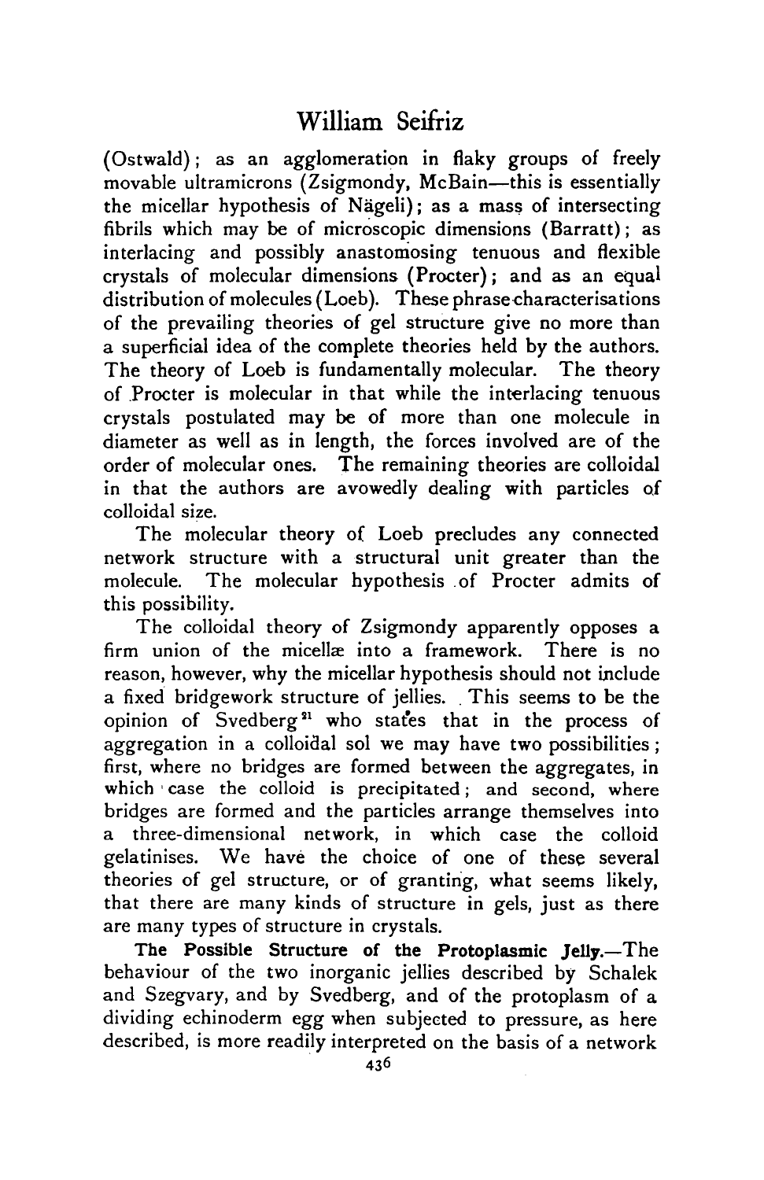(Ostwald); as an agglomeration in flaky groups of freely movable ultramicrons (Zsigmondy, McBain—this is essentially the micellar hypothesis of Nägeli); as a mass of intersecting fibrils which may be of microscopic dimensions (Barratt); as interlacing and possibly anastomosing tenuous and flexible crystals of molecular dimensions (Procter); and as an equal distribution of molecules (Loeb). These phrase-characterisations of the prevailing theories of gel structure give no more than a superficial idea of the complete theories held by the authors. The theory of Loeb is fundamentally molecular. The theory of Procter is molecular in that while the interlacing tenuous crystals postulated may be of more than one molecule in diameter as well as in length, the forces involved are of the order of molecular ones. The remaining theories are colloidal in that the authors are avowedly dealing with particles of colloidal size.

The molecular theory of Loeb precludes any connected network structure with a structural unit greater than the molecule. The molecular hypothesis of Procter admits of this possibility.

The colloidal theory of Zsigmondy apparently opposes a firm union of the micellæ into a framework. There is no reason, however, why the micellar hypothesis should not include a fixed bridgework structure of jellies. This seems to be the opinion of Svedberg[21] who states that in the process of aggregation in a colloidal sol we may have two possibilities; first, where no bridges are formed between the aggregates, in which case the colloid is precipitated; and second, where bridges are formed and the particles arrange themselves into a three-dimensional network, in which case the colloid gelatinises. We have the choice of one of these several theories of gel structure, or of granting, what seems likely, that there are many kinds of structure in gels, just as there are many types of structure in crystals.

**The Possible Structure of the Protoplasmic Jelly.**—The behaviour of the two inorganic jellies described by Schalek and Szegvary, and by Svedberg, and of the protoplasm of a dividing echinoderm egg when subjected to pressure, as here described, is more readily interpreted on the basis of a network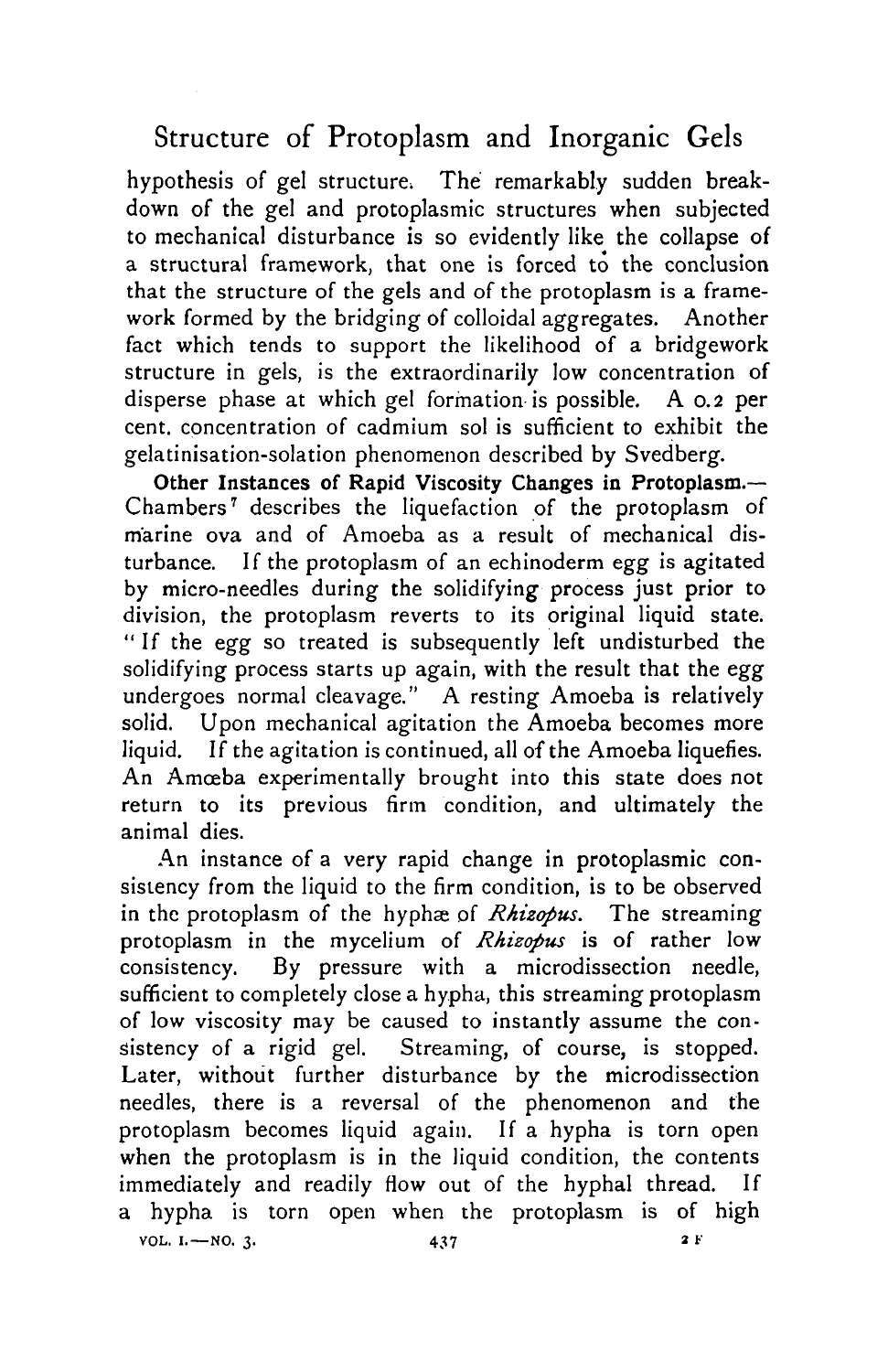hypothesis of gel structure. The remarkably sudden breakdown of the gel and protoplasmic structures when subjected to mechanical disturbance is so evidently like the collapse of a structural framework, that one is forced to the conclusion that the structure of the gels and of the protoplasm is a framework formed by the bridging of colloidal aggregates. Another fact which tends to support the likelihood of a bridgework structure in gels, is the extraordinarily low concentration of disperse phase at which gel formation is possible. A 0.2 per cent. concentration of cadmium sol is sufficient to exhibit the gelatinisation-solation phenomenon described by Svedberg.

**Other Instances of Rapid Viscosity Changes in Protoplasm.**—Chambers[7] describes the liquefaction of the protoplasm of marine ova and of Amoeba as a result of mechanical disturbance. If the protoplasm of an echinoderm egg is agitated by micro-needles during the solidifying process just prior to division, the protoplasm reverts to its original liquid state. "If the egg so treated is subsequently left undisturbed the solidifying process starts up again, with the result that the egg undergoes normal cleavage." A resting Amoeba is relatively solid. Upon mechanical agitation the Amoeba becomes more liquid. If the agitation is continued, all of the Amoeba liquefies. An Amœba experimentally brought into this state does not return to its previous firm condition, and ultimately the animal dies.

An instance of a very rapid change in protoplasmic consistency from the liquid to the firm condition, is to be observed in the protoplasm of the hyphæ of *Rhizopus*. The streaming protoplasm in the mycelium of *Rhizopus* is of rather low consistency. By pressure with a microdissection needle, sufficient to completely close a hypha, this streaming protoplasm of low viscosity may be caused to instantly assume the consistency of a rigid gel. Streaming, of course, is stopped. Later, without further disturbance by the microdissection needles, there is a reversal of the phenomenon and the protoplasm becomes liquid again. If a hypha is torn open when the protoplasm is in the liquid condition, the contents immediately and readily flow out of the hyphal thread. If a hypha is torn open when the protoplasm is of high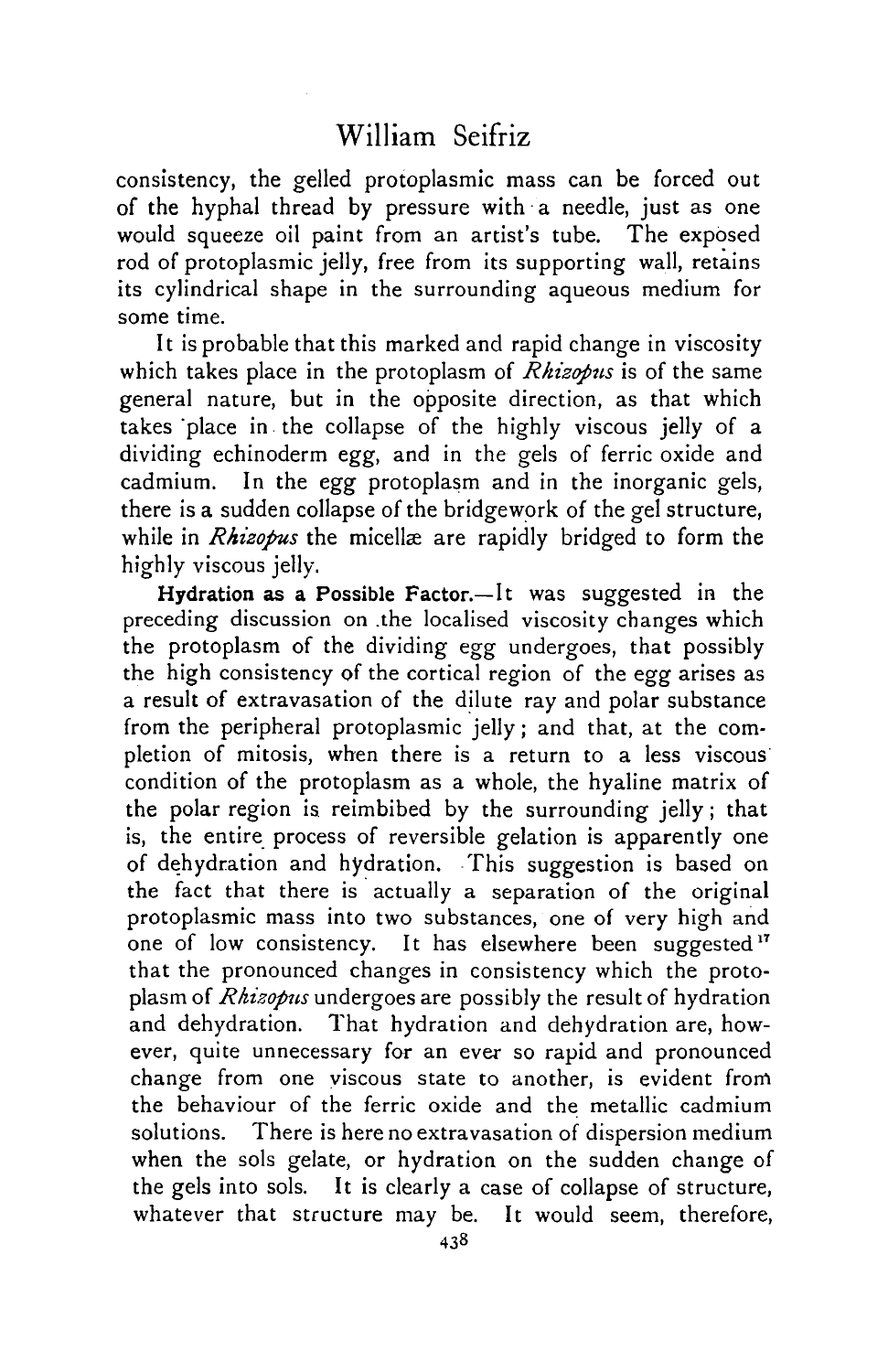consistency, the gelled protoplasmic mass can be forced out of the hyphal thread by pressure with a needle, just as one would squeeze oil paint from an artist's tube. The exposed rod of protoplasmic jelly, free from its supporting wall, retains its cylindrical shape in the surrounding aqueous medium for some time.

It is probable that this marked and rapid change in viscosity which takes place in the protoplasm of *Rhizopus* is of the same general nature, but in the opposite direction, as that which takes place in the collapse of the highly viscous jelly of a dividing echinoderm egg, and in the gels of ferric oxide and cadmium. In the egg protoplasm and in the inorganic gels, there is a sudden collapse of the bridgework of the gel structure, while in *Rhizopus* the micellæ are rapidly bridged to form the highly viscous jelly.

**Hydration as a Possible Factor.**—It was suggested in the preceding discussion on the localised viscosity changes which the protoplasm of the dividing egg undergoes, that possibly the high consistency of the cortical region of the egg arises as a result of extravasation of the dilute ray and polar substance from the peripheral protoplasmic jelly; and that, at the completion of mitosis, when there is a return to a less viscous condition of the protoplasm as a whole, the hyaline matrix of the polar region is reimbibed by the surrounding jelly; that is, the entire process of reversible gelation is apparently one of dehydration and hydration. This suggestion is based on the fact that there is actually a separation of the original protoplasmic mass into two substances, one of very high and one of low consistency. It has elsewhere been suggested[17] that the pronounced changes in consistency which the protoplasm of *Rhizopus* undergoes are possibly the result of hydration and dehydration. That hydration and dehydration are, however, quite unnecessary for an ever so rapid and pronounced change from one viscous state to another, is evident from the behaviour of the ferric oxide and the metallic cadmium solutions. There is here no extravasation of dispersion medium when the sols gelate, or hydration on the sudden change of the gels into sols. It is clearly a case of collapse of structure, whatever that structure may be. It would seem, therefore,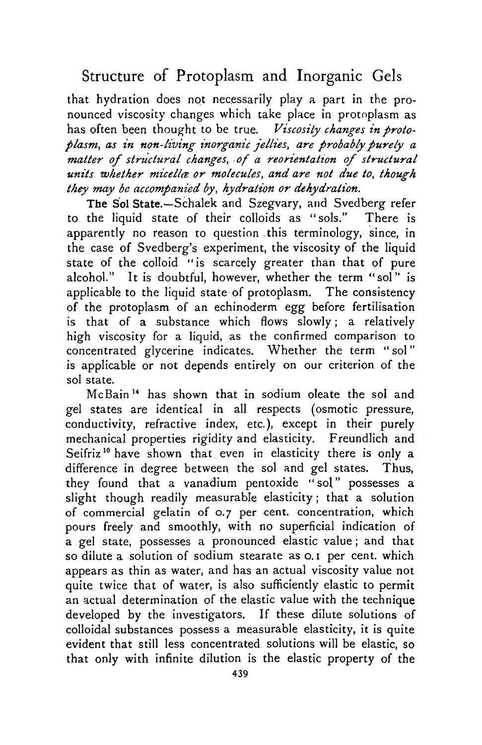that hydration does not necessarily play a part in the pronounced viscosity changes which take place in protoplasm as has often been thought to be true. *Viscosity changes in protoplasm, as in non-living inorganic jellies, are probably purely a matter of structural changes, of a reorientation of structural units whether micellæ or molecules, and are not due to, though they may be accompanied by, hydration or dehydration.*

**The Sol State.**—Schalek and Szegvary, and Svedberg refer to the liquid state of their colloids as "sols." There is apparently no reason to question this terminology, since, in the case of Svedberg's experiment, the viscosity of the liquid state of the colloid "is scarcely greater than that of pure alcohol." It is doubtful, however, whether the term "sol" is applicable to the liquid state of protoplasm. The consistency of the protoplasm of an echinoderm egg before fertilisation is that of a substance which flows slowly; a relatively high viscosity for a liquid, as the confirmed comparison to concentrated glycerine indicates. Whether the term "sol" is applicable or not depends entirely on our criterion of the sol state.

McBain[14] has shown that in sodium oleate the sol and gel states are identical in all respects (osmotic pressure, conductivity, refractive index, etc.), except in their purely mechanical properties rigidity and elasticity. Freundlich and Seifriz[10] have shown that even in elasticity there is only a difference in degree between the sol and gel states. Thus, they found that a vanadium pentoxide "sol" possesses a slight though readily measurable elasticity; that a solution of commercial gelatin of 0.7 per cent. concentration, which pours freely and smoothly, with no superficial indication of a gel state, possesses a pronounced elastic value; and that so dilute a solution of sodium stearate as 0.1 per cent. which appears as thin as water, and has an actual viscosity value not quite twice that of water, is also sufficiently elastic to permit an actual determination of the elastic value with the technique developed by the investigators. If these dilute solutions of colloidal substances possess a measurable elasticity, it is quite evident that still less concentrated solutions will be elastic, so that only with infinite dilution is the elastic property of the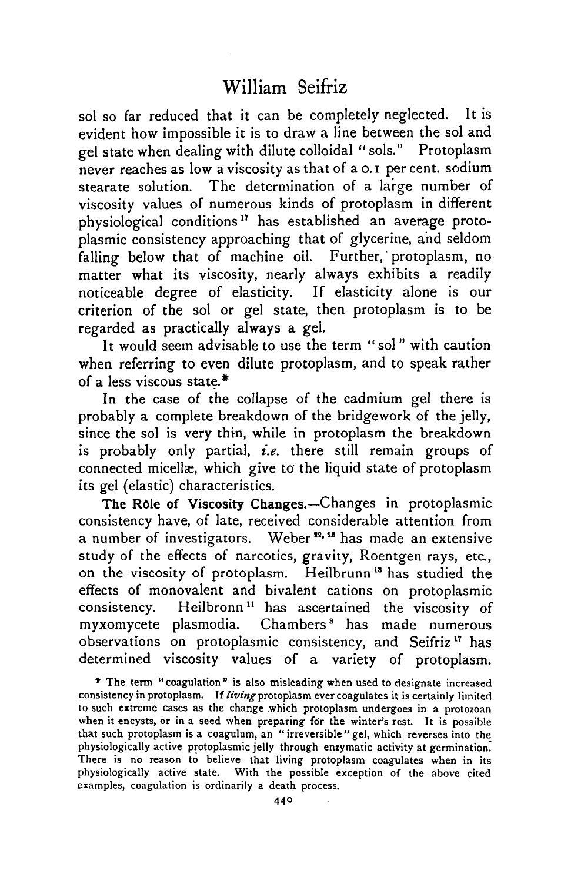sol so far reduced that it can be completely neglected. It is evident how impossible it is to draw a line between the sol and gel state when dealing with dilute colloidal "sols." Protoplasm never reaches as low a viscosity as that of a 0.1 per cent. sodium stearate solution. The determination of a large number of viscosity values of numerous kinds of protoplasm in different physiological conditions[17] has established an average protoplasmic consistency approaching that of glycerine, and seldom falling below that of machine oil. Further, protoplasm, no matter what its viscosity, nearly always exhibits a readily noticeable degree of elasticity. If elasticity alone is our criterion of the sol or gel state, then protoplasm is to be regarded as practically always a gel.

It would seem advisable to use the term "sol" with caution when referring to even dilute protoplasm, and to speak rather of a less viscous state.*

In the case of the collapse of the cadmium gel there is probably a complete breakdown of the bridgework of the jelly, since the sol is very thin, while in protoplasm the breakdown is probably only partial, *i.e.* there still remain groups of connected micellæ, which give to the liquid state of protoplasm its gel (elastic) characteristics.

**The Rôle of Viscosity Changes.**—Changes in protoplasmic consistency have, of late, received considerable attention from a number of investigators. Weber[22, 23] has made an extensive study of the effects of narcotics, gravity, Roentgen rays, etc., on the viscosity of protoplasm. Heilbrunn[13] has studied the effects of monovalent and bivalent cations on protoplasmic consistency. Heilbronn[11] has ascertained the viscosity of myxomycete plasmodia. Chambers[8] has made numerous observations on protoplasmic consistency, and Seifriz[17] has determined viscosity values of a variety of protoplasm.

\* The term "coagulation" is also misleading when used to designate increased consistency in protoplasm. If *living* protoplasm ever coagulates it is certainly limited to such extreme cases as the change which protoplasm undergoes in a protozoan when it encysts, or in a seed when preparing for the winter's rest. It is possible that such protoplasm is a coagulum, an "irreversible" gel, which reverses into the physiologically active protoplasmic jelly through enzymatic activity at germination. There is no reason to believe that living protoplasm coagulates when in its physiologically active state. With the possible exception of the above cited examples, coagulation is ordinarily a death process.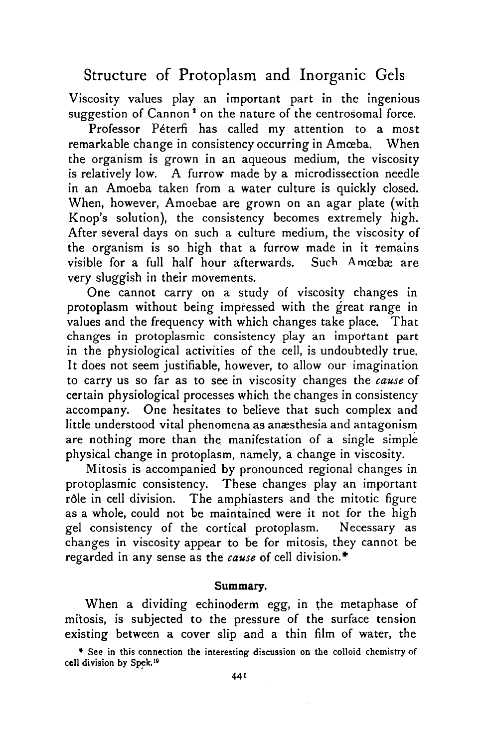Viscosity values play an important part in the ingenious suggestion of Cannon[2] on the nature of the centrosomal force.

Professor Péterfi has called my attention to a most remarkable change in consistency occurring in Amœba. When the organism is grown in an aqueous medium, the viscosity is relatively low. A furrow made by a microdissection needle in an Amoeba taken from a water culture is quickly closed. When, however, Amoebae are grown on an agar plate (with Knop's solution), the consistency becomes extremely high. After several days on such a culture medium, the viscosity of the organism is so high that a furrow made in it remains visible for a full half hour afterwards. Such Amœbæ are very sluggish in their movements.

One cannot carry on a study of viscosity changes in protoplasm without being impressed with the great range in values and the frequency with which changes take place. That changes in protoplasmic consistency play an important part in the physiological activities of the cell, is undoubtedly true. It does not seem justifiable, however, to allow our imagination to carry us so far as to see in viscosity changes the *cause* of certain physiological processes which the changes in consistency accompany. One hesitates to believe that such complex and little understood vital phenomena as anæsthesia and antagonism are nothing more than the manifestation of a single simple physical change in protoplasm, namely, a change in viscosity.

Mitosis is accompanied by pronounced regional changes in protoplasmic consistency. These changes play an important rôle in cell division. The amphiasters and the mitotic figure as a whole, could not be maintained were it not for the high gel consistency of the cortical protoplasm. Necessary as changes in viscosity appear to be for mitosis, they cannot be regarded in any sense as the *cause* of cell division.*

## Summary.

When a dividing echinoderm egg, in the metaphase of mitosis, is subjected to the pressure of the surface tension existing between a cover slip and a thin film of water, the

\* See in this connection the interesting discussion on the colloid chemistry of cell division by Spek.[19]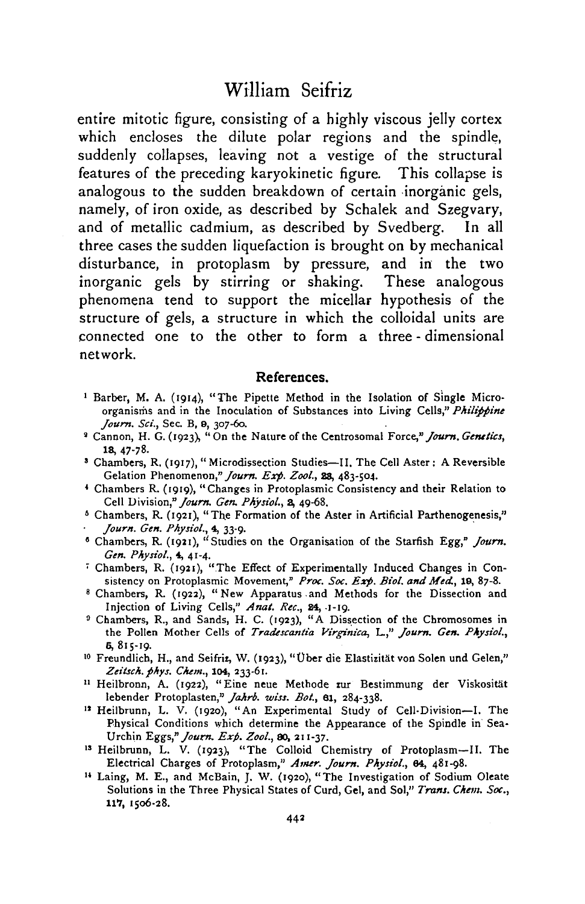entire mitotic figure, consisting of a highly viscous jelly cortex which encloses the dilute polar regions and the spindle, suddenly collapses, leaving not a vestige of the structural features of the preceding karyokinetic figure. This collapse is analogous to the sudden breakdown of certain inorganic gels, namely, of iron oxide, as described by Schalek and Szegvary, and of metallic cadmium, as described by Svedberg. In all three cases the sudden liquefaction is brought on by mechanical disturbance, in protoplasm by pressure, and in the two inorganic gels by stirring or shaking. These analogous phenomena tend to support the micellar hypothesis of the structure of gels, a structure in which the colloidal units are connected one to the other to form a three-dimensional network.

## References.

[1] Barber, M. A. (1914), "The Pipette Method in the Isolation of Single Micro-organisms and in the Inoculation of Substances into Living Cells," *Philippine Journ. Sci.*, Sec. B, **9**, 307-60.

[2] Cannon, H. G. (1923), "On the Nature of the Centrosomal Force," *Journ. Genetics*, **13**, 47-78.

[3] Chambers, R. (1917), "Microdissection Studies—II. The Cell Aster: A Reversible Gelation Phenomenon," *Journ. Exp. Zool.*, **23**, 483-504.

[4] Chambers R. (1919), "Changes in Protoplasmic Consistency and their Relation to Cell Division," *Journ. Gen. Physiol.*, **2**, 49-68.

[5] Chambers, R. (1921), "The Formation of the Aster in Artificial Parthenogenesis," *Journ. Gen. Physiol.*, **4**, 33-9.

[6] Chambers, R. (1921), "Studies on the Organisation of the Starfish Egg," *Journ. Gen. Physiol.*, **4**, 41-4.

[7] Chambers, R. (1921), "The Effect of Experimentally Induced Changes in Consistency on Protoplasmic Movement," *Proc. Soc. Exp. Biol. and Med.*, **19**, 87-8.

[8] Chambers, R. (1922), "New Apparatus and Methods for the Dissection and Injection of Living Cells," *Anat. Rec.*, **24**, 1-19.

[9] Chambers, R., and Sands, H. C. (1923), "A Dissection of the Chromosomes in the Pollen Mother Cells of *Tradescantia Virginica*, L.," *Journ. Gen. Physiol.*, **5**, 815-19.

[10] Freundlich, H., and Seifriz, W. (1923), "Über die Elastizität von Solen und Gelen," *Zeitsch. phys. Chem.*, **104**, 233-61.

[11] Heilbronn, A. (1922), "Eine neue Methode zur Bestimmung der Viskosität lebender Protoplasten," *Jahrb. wiss. Bot.*, **61**, 284-338.

[12] Heilbrunn, L. V. (1920), "An Experimental Study of Cell-Division—I. The Physical Conditions which determine the Appearance of the Spindle in Sea-Urchin Eggs," *Journ. Exp. Zool.*, **30**, 211-37.

[13] Heilbrunn, L. V. (1923), "The Colloid Chemistry of Protoplasm—II. The Electrical Charges of Protoplasm," *Amer. Journ. Physiol.*, **64**, 481-98.

[14] Laing, M. E., and McBain, J. W. (1920), "The Investigation of Sodium Oleate Solutions in the Three Physical States of Curd, Gel, and Sol," *Trans. Chem. Soc.*, **117**, 1506-28.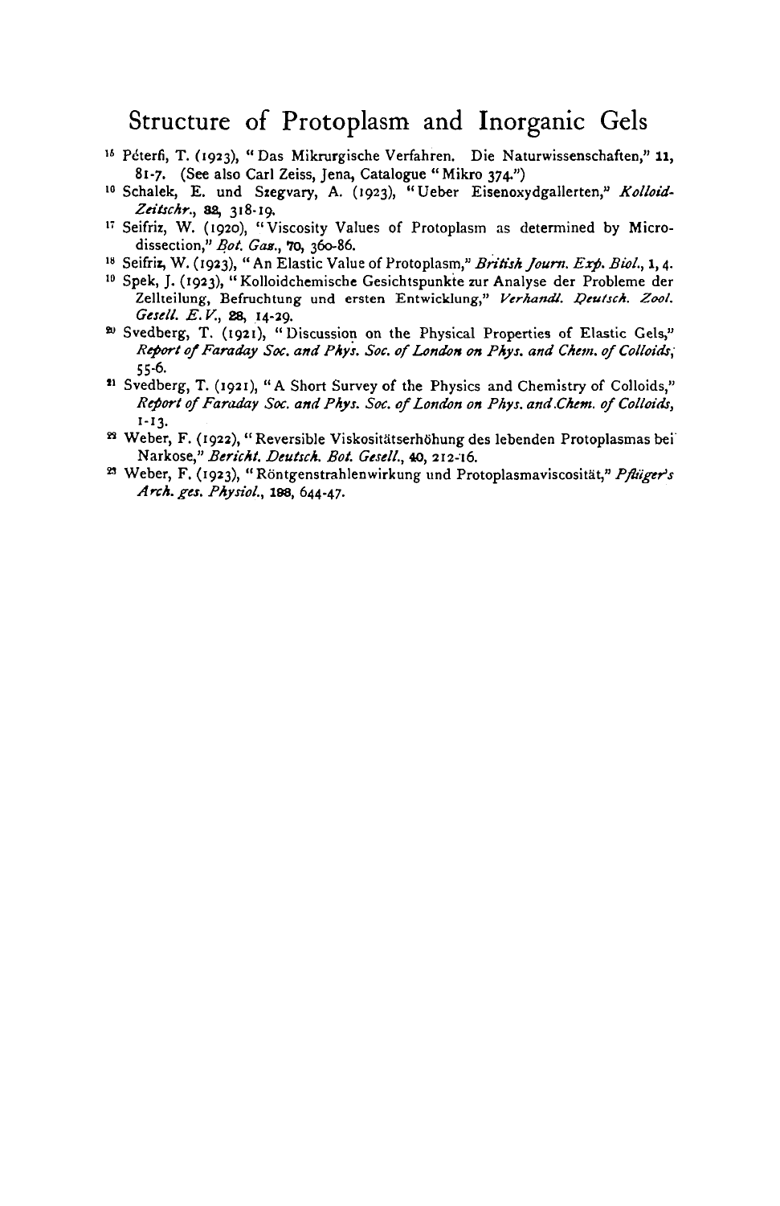# Structure of Protoplasm and Inorganic Gels

[15] Péterfi, T. (1923), "Das Mikrurgische Verfahren. Die Naturwissenschaften," **11**, 81-7. (See also Carl Zeiss, Jena, Catalogue "Mikro 374.")

[16] Schalek, E. und Szegvary, A. (1923), "Ueber Eisenoxydgallerten," *Kolloid-Zeitschr.*, **32**, 318-19.

[17] Seifriz, W. (1920), "Viscosity Values of Protoplasm as determined by Microdissection," *Bot. Gaz.*, **70**, 360-86.

[18] Seifriz, W. (1923), "An Elastic Value of Protoplasm," *British Journ. Exp. Biol.*, **1**, 4.

[19] Spek, J. (1923), "Kolloidchemische Gesichtspunkte zur Analyse der Probleme der Zellteilung, Befruchtung und ersten Entwicklung," *Verhandl. Deutsch. Zool. Gesell. E.V.*, **28**, 14-29.

[20] Svedberg, T. (1921), "Discussion on the Physical Properties of Elastic Gels," *Report of Faraday Soc. and Phys. Soc. of London on Phys. and Chem. of Colloids*, 55-6.

[21] Svedberg, T. (1921), "A Short Survey of the Physics and Chemistry of Colloids," *Report of Faraday Soc. and Phys. Soc. of London on Phys. and Chem. of Colloids*, 1-13.

[22] Weber, F. (1922), "Reversible Viskositätserhöhung des lebenden Protoplasmas bei Narkose," *Bericht. Deutsch. Bot. Gesell.*, **40**, 212-16.

[23] Weber, F. (1923), "Röntgenstrahlenwirkung und Protoplasmaviscosität," *Pflüger's Arch. ges. Physiol.*, **198**, 644-47.